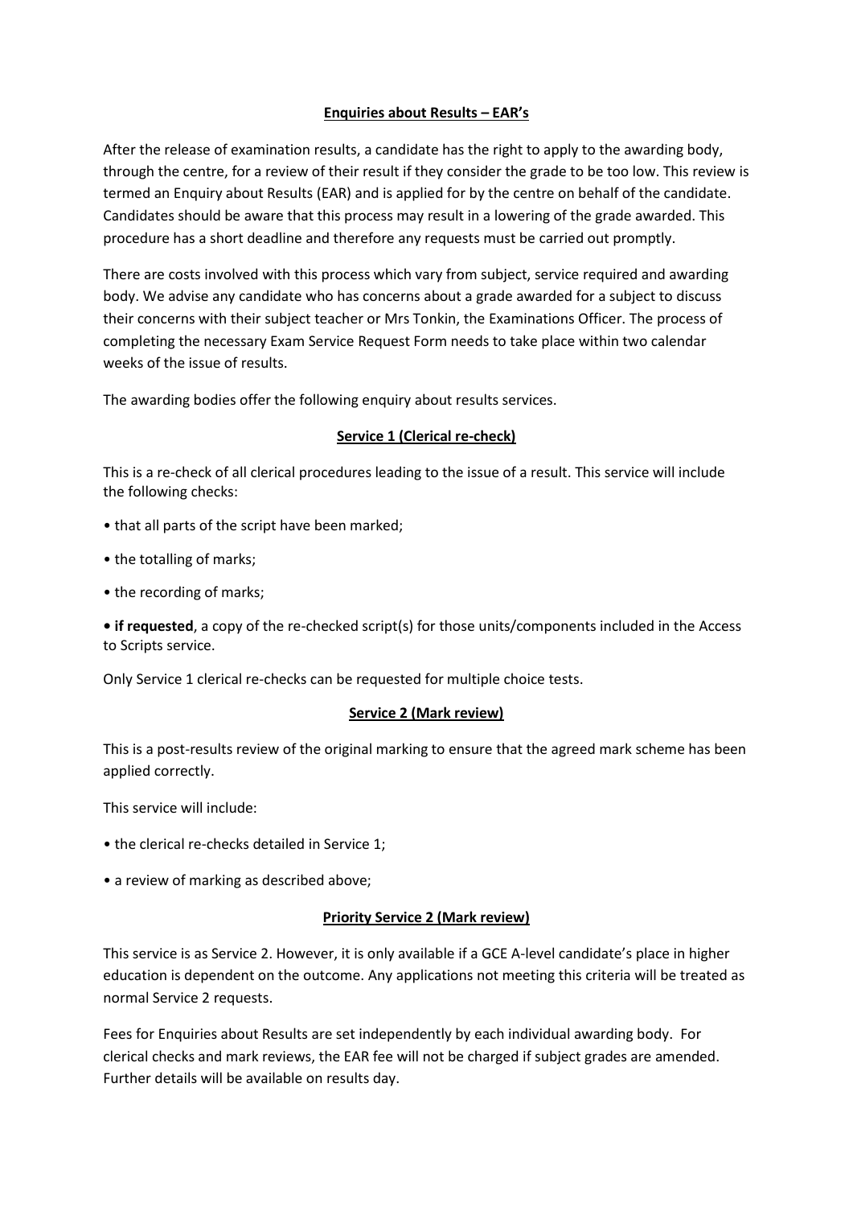## Enquiries about Results – EAR's

After the release of examination results, a candidate has the right to apply to the awarding body, through the centre, for a review of their result if they consider the grade to be too low. This review is termed an Enquiry about Results (EAR) and is applied for by the centre on behalf of the candidate. Candidates should be aware that this process may result in a lowering of the grade awarded. This procedure has a short deadline and therefore any requests must be carried out promptly.

There are costs involved with this process which vary from subject, service required and awarding body. We advise any candidate who has concerns about a grade awarded for a subject to discuss their concerns with their subject teacher or Mrs Tonkin, the Examinations Officer. The process of completing the necessary Exam Service Request Form needs to take place within two calendar weeks of the issue of results.

The awarding bodies offer the following enquiry about results services.

### Service 1 (Clerical re-check)

This is a re-check of all clerical procedures leading to the issue of a result. This service will include the following checks:

- that all parts of the script have been marked;
- the totalling of marks;
- the recording of marks;
- **if requested**, a copy of the re-checked script(s) for those units/components included in the Access to Scripts service.

Only Service 1 clerical re-checks can be requested for multiple choice tests.

### Service 2 (Mark review)

This is a post-results review of the original marking to ensure that the agreed mark scheme has been applied correctly.

This service will include:

- the clerical re-checks detailed in Service 1;
- a review of marking as described above;

### Priority Service 2 (Mark review)

This service is as Service 2. However, it is only available if a GCE A-level candidate's place in higher education is dependent on the outcome. Any applications not meeting this criteria will be treated as normal Service 2 requests.

Fees for Enquiries about Results are set independently by each individual awarding body. For clerical checks and mark reviews, the EAR fee will not be charged if subject grades are amended. Further details will be available on results day.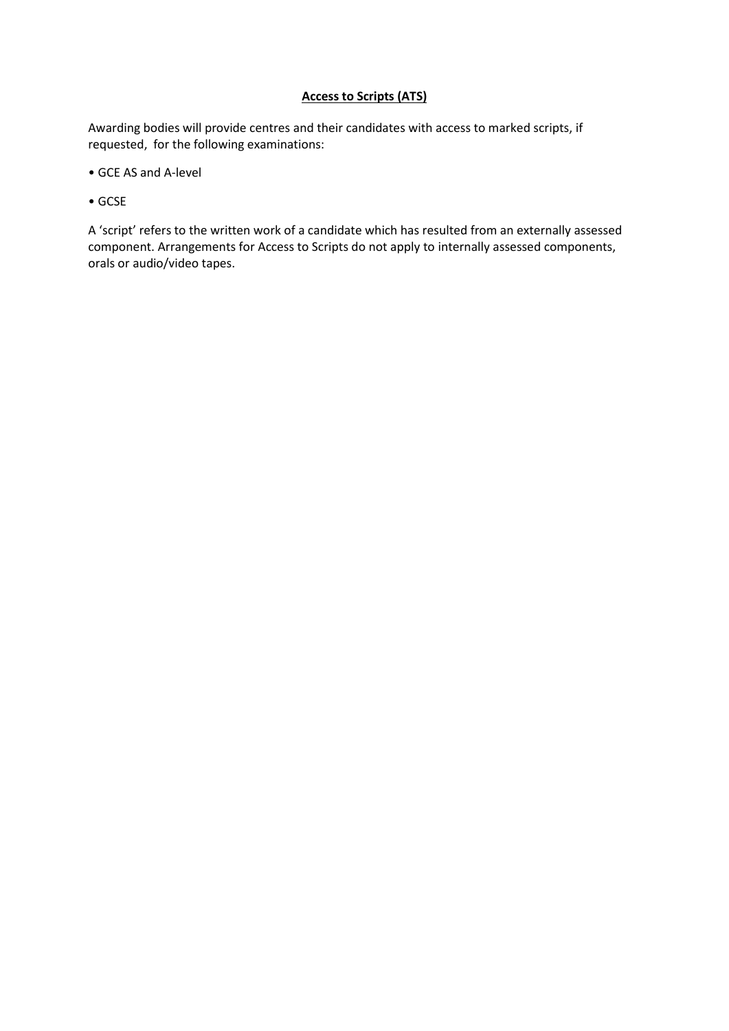**Access to Scripts (ATS)**

Awarding bodies will provide centres and their candidates with access to marked scripts, if requested, for the following examinations:

- GCE AS and A-level
- GCSE

A 'script' refers to the written work of a candidate which has resulted from an externally assessed component. Arrangements for Access to Scripts do not apply to internally assessed components, orals or audio/video tapes.